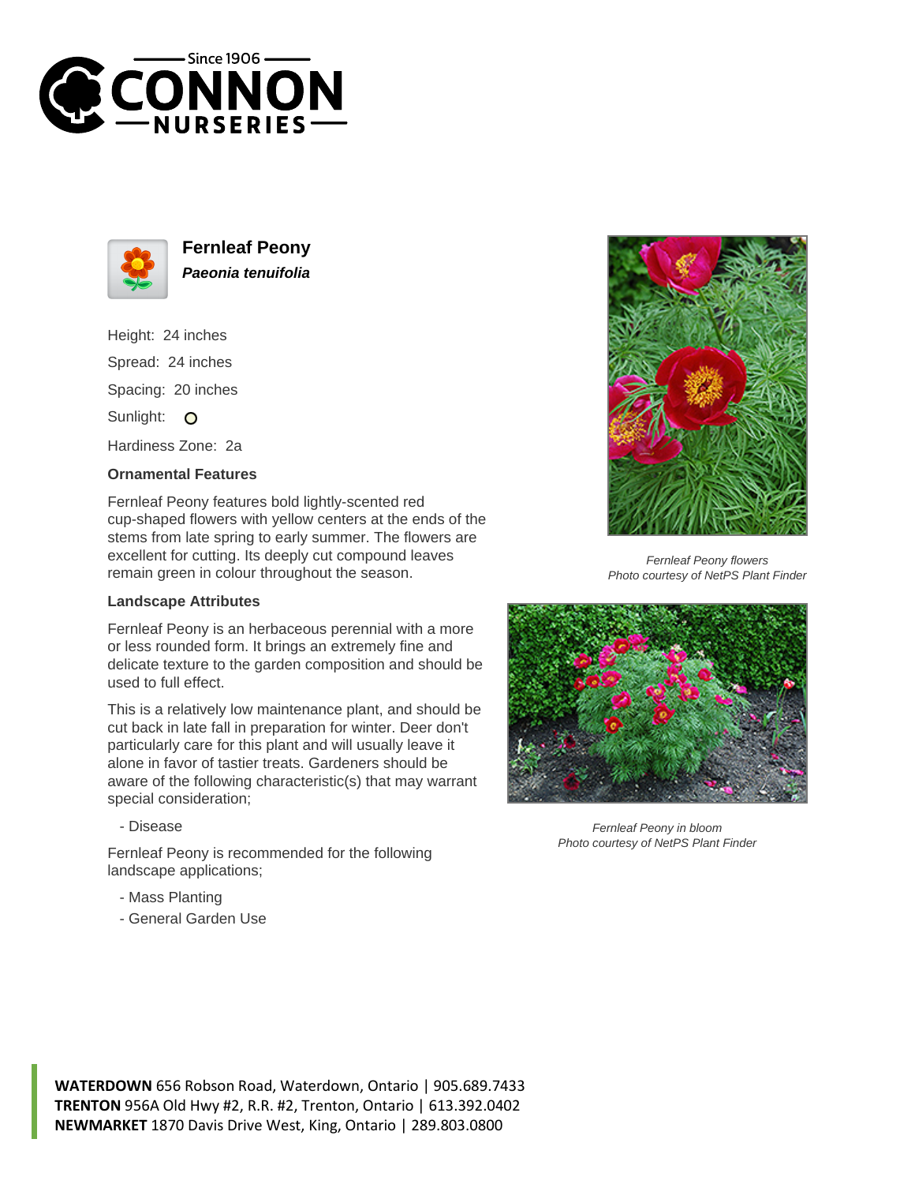# Fernleaf Peony

***Paeonia tenuifolia***

Height: 24 inches

Spread: 24 inches

Spacing: 20 inches

Sunlight: O

Hardiness Zone: 2a

### Ornamental Features

Fernleaf Peony features bold lightly-scented red cup-shaped flowers with yellow centers at the ends of the stems from late spring to early summer. The flowers are excellent for cutting. Its deeply cut compound leaves remain green in colour throughout the season.

### Landscape Attributes

Fernleaf Peony is an herbaceous perennial with a more or less rounded form. It brings an extremely fine and delicate texture to the garden composition and should be used to full effect.

This is a relatively low maintenance plant, and should be cut back in late fall in preparation for winter. Deer don't particularly care for this plant and will usually leave it alone in favor of tastier treats. Gardeners should be aware of the following characteristic(s) that may warrant special consideration;

- Disease

Fernleaf Peony is recommended for the following landscape applications;

- Mass Planting
- General Garden Use

*Fernleaf Peony flowers*
*Photo courtesy of NetPS Plant Finder*

*Fernleaf Peony in bloom*
*Photo courtesy of NetPS Plant Finder*

**WATERDOWN** 656 Robson Road, Waterdown, Ontario | 905.689.7433
**TRENTON** 956A Old Hwy #2, R.R. #2, Trenton, Ontario | 613.392.0402
**NEWMARKET** 1870 Davis Drive West, King, Ontario | 289.803.0800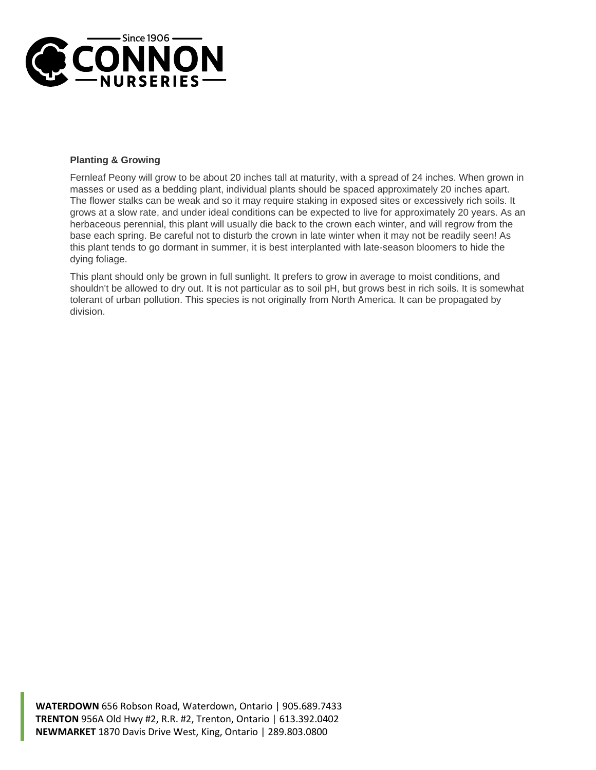### Planting & Growing

Fernleaf Peony will grow to be about 20 inches tall at maturity, with a spread of 24 inches. When grown in masses or used as a bedding plant, individual plants should be spaced approximately 20 inches apart. The flower stalks can be weak and so it may require staking in exposed sites or excessively rich soils. It grows at a slow rate, and under ideal conditions can be expected to live for approximately 20 years. As an herbaceous perennial, this plant will usually die back to the crown each winter, and will regrow from the base each spring. Be careful not to disturb the crown in late winter when it may not be readily seen! As this plant tends to go dormant in summer, it is best interplanted with late-season bloomers to hide the dying foliage.

This plant should only be grown in full sunlight. It prefers to grow in average to moist conditions, and shouldn't be allowed to dry out. It is not particular as to soil pH, but grows best in rich soils. It is somewhat tolerant of urban pollution. This species is not originally from North America. It can be propagated by division.